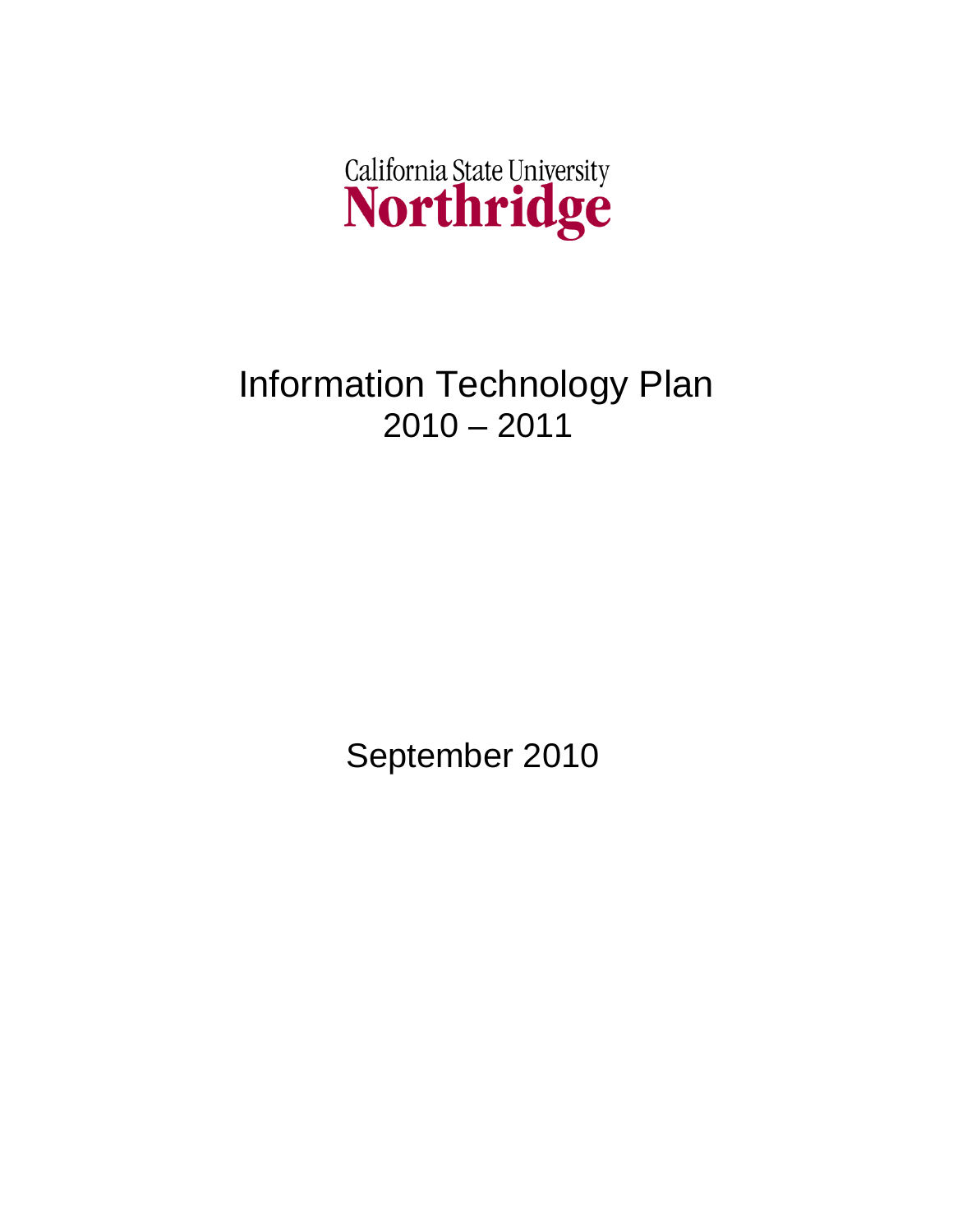California State University
**Northridge**

# Information Technology Plan 2010 – 2011

September 2010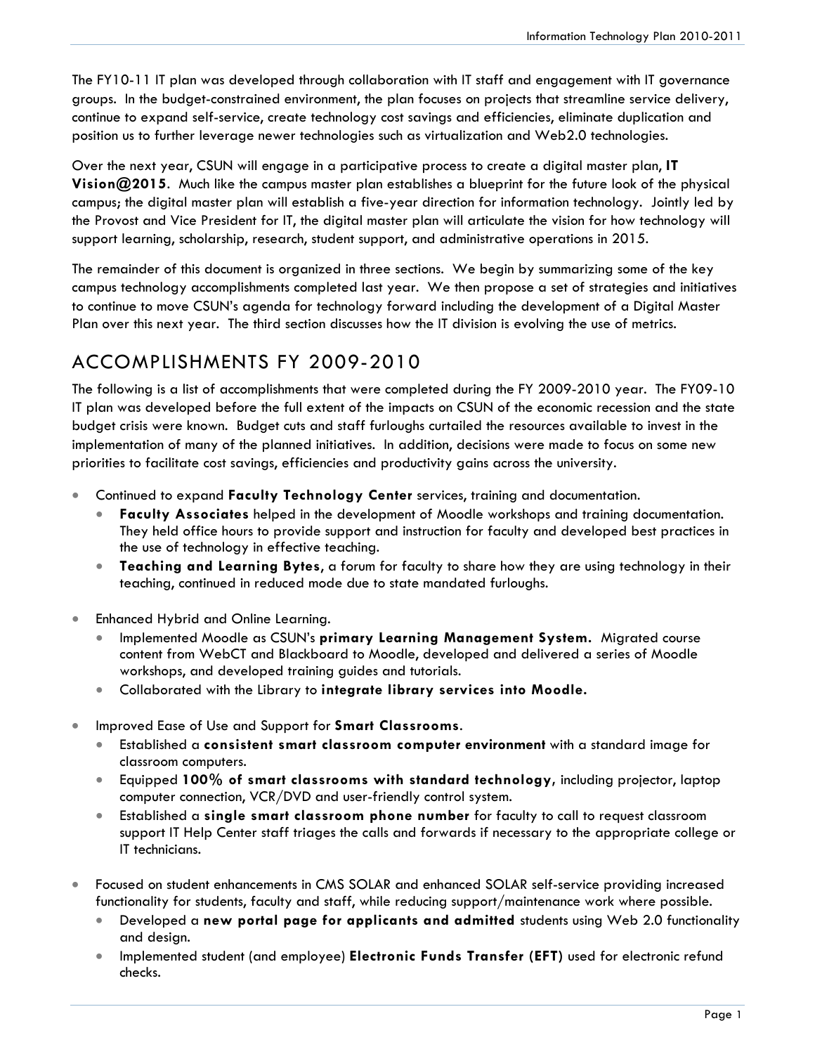The FY10-11 IT plan was developed through collaboration with IT staff and engagement with IT governance groups. In the budget-constrained environment, the plan focuses on projects that streamline service delivery, continue to expand self-service, create technology cost savings and efficiencies, eliminate duplication and position us to further leverage newer technologies such as virtualization and Web2.0 technologies.

Over the next year, CSUN will engage in a participative process to create a digital master plan, **IT Vision@2015**. Much like the campus master plan establishes a blueprint for the future look of the physical campus; the digital master plan will establish a five-year direction for information technology. Jointly led by the Provost and Vice President for IT, the digital master plan will articulate the vision for how technology will support learning, scholarship, research, student support, and administrative operations in 2015.

The remainder of this document is organized in three sections. We begin by summarizing some of the key campus technology accomplishments completed last year. We then propose a set of strategies and initiatives to continue to move CSUN's agenda for technology forward including the development of a Digital Master Plan over this next year. The third section discusses how the IT division is evolving the use of metrics.

## ACCOMPLISHMENTS FY 2009-2010

The following is a list of accomplishments that were completed during the FY 2009-2010 year. The FY09-10 IT plan was developed before the full extent of the impacts on CSUN of the economic recession and the state budget crisis were known. Budget cuts and staff furloughs curtailed the resources available to invest in the implementation of many of the planned initiatives. In addition, decisions were made to focus on some new priorities to facilitate cost savings, efficiencies and productivity gains across the university.

- Continued to expand **Faculty Technology Center** services, training and documentation.
  - **Faculty Associates** helped in the development of Moodle workshops and training documentation. They held office hours to provide support and instruction for faculty and developed best practices in the use of technology in effective teaching.
  - **Teaching and Learning Bytes**, a forum for faculty to share how they are using technology in their teaching, continued in reduced mode due to state mandated furloughs.

- Enhanced Hybrid and Online Learning.
  - Implemented Moodle as CSUN's **primary Learning Management System.** Migrated course content from WebCT and Blackboard to Moodle, developed and delivered a series of Moodle workshops, and developed training guides and tutorials.
  - Collaborated with the Library to **integrate library services into Moodle.**

- Improved Ease of Use and Support for **Smart Classrooms**.
  - Established a **consistent smart classroom computer environment** with a standard image for classroom computers.
  - Equipped **100% of smart classrooms with standard technology**, including projector, laptop computer connection, VCR/DVD and user-friendly control system.
  - Established a **single smart classroom phone number** for faculty to call to request classroom support IT Help Center staff triages the calls and forwards if necessary to the appropriate college or IT technicians.

- Focused on student enhancements in CMS SOLAR and enhanced SOLAR self-service providing increased functionality for students, faculty and staff, while reducing support/maintenance work where possible.
  - Developed a **new portal page for applicants and admitted** students using Web 2.0 functionality and design.
  - Implemented student (and employee) **Electronic Funds Transfer (EFT)** used for electronic refund checks.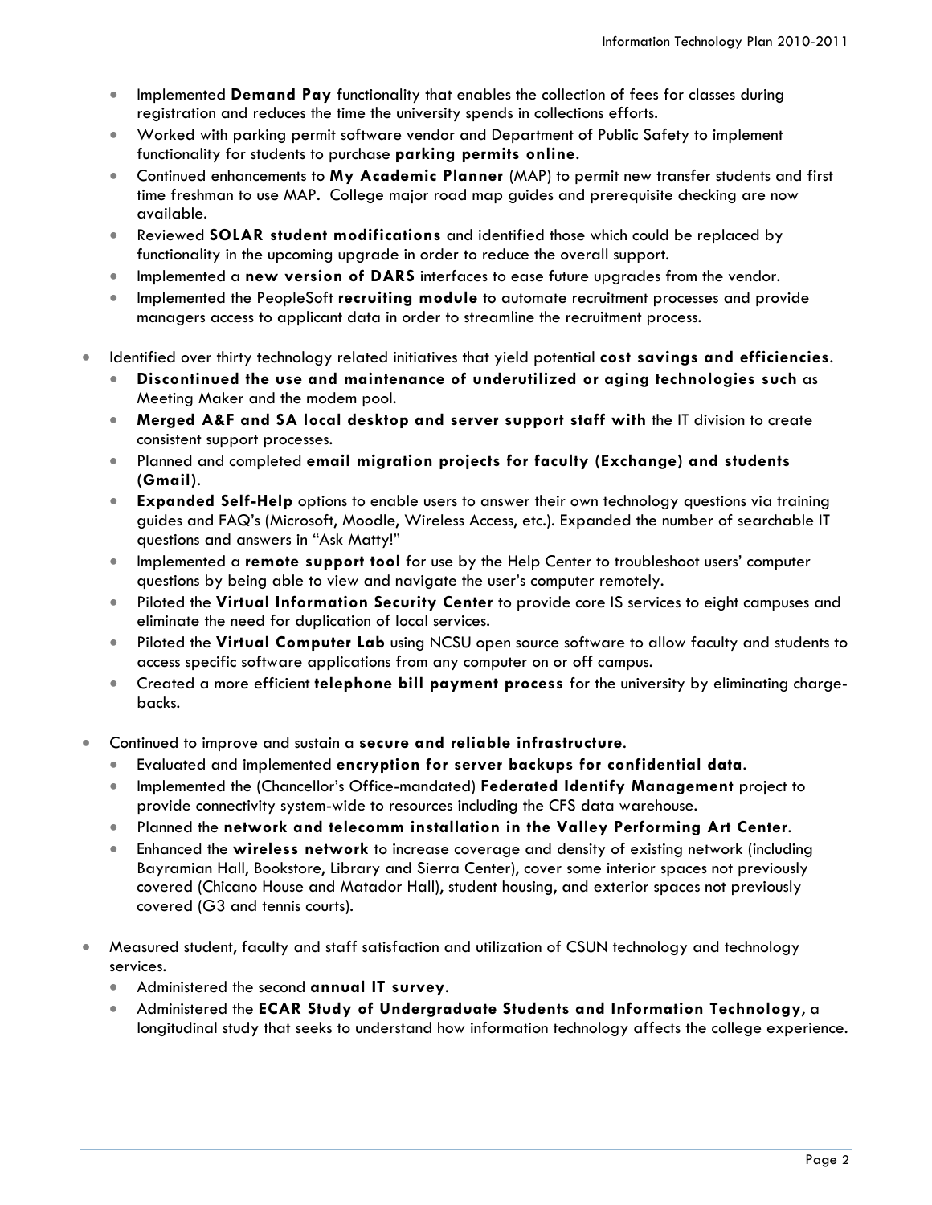- Implemented **Demand Pay** functionality that enables the collection of fees for classes during registration and reduces the time the university spends in collections efforts.
- Worked with parking permit software vendor and Department of Public Safety to implement functionality for students to purchase **parking permits online**.
- Continued enhancements to **My Academic Planner** (MAP) to permit new transfer students and first time freshman to use MAP. College major road map guides and prerequisite checking are now available.
- Reviewed **SOLAR student modifications** and identified those which could be replaced by functionality in the upcoming upgrade in order to reduce the overall support.
- Implemented a **new version of DARS** interfaces to ease future upgrades from the vendor.
- Implemented the PeopleSoft **recruiting module** to automate recruitment processes and provide managers access to applicant data in order to streamline the recruitment process.

- Identified over thirty technology related initiatives that yield potential **cost savings and efficiencies**.
  - **Discontinued the use and maintenance of underutilized or aging technologies such** as Meeting Maker and the modem pool.
  - **Merged A&F and SA local desktop and server support staff with** the IT division to create consistent support processes.
  - Planned and completed **email migration projects for faculty (Exchange) and students (Gmail)**.
  - **Expanded Self-Help** options to enable users to answer their own technology questions via training guides and FAQ's (Microsoft, Moodle, Wireless Access, etc.). Expanded the number of searchable IT questions and answers in "Ask Matty!"
  - Implemented a **remote support tool** for use by the Help Center to troubleshoot users' computer questions by being able to view and navigate the user's computer remotely.
  - Piloted the **Virtual Information Security Center** to provide core IS services to eight campuses and eliminate the need for duplication of local services.
  - Piloted the **Virtual Computer Lab** using NCSU open source software to allow faculty and students to access specific software applications from any computer on or off campus.
  - Created a more efficient **telephone bill payment process** for the university by eliminating charge-backs.

- Continued to improve and sustain a **secure and reliable infrastructure**.
  - Evaluated and implemented **encryption for server backups for confidential data**.
  - Implemented the (Chancellor's Office-mandated) **Federated Identify Management** project to provide connectivity system-wide to resources including the CFS data warehouse.
  - Planned the **network and telecomm installation in the Valley Performing Art Center**.
  - Enhanced the **wireless network** to increase coverage and density of existing network (including Bayramian Hall, Bookstore, Library and Sierra Center), cover some interior spaces not previously covered (Chicano House and Matador Hall), student housing, and exterior spaces not previously covered (G3 and tennis courts).

- Measured student, faculty and staff satisfaction and utilization of CSUN technology and technology services.
  - Administered the second **annual IT survey**.
  - Administered the **ECAR Study of Undergraduate Students and Information Technology,** a longitudinal study that seeks to understand how information technology affects the college experience.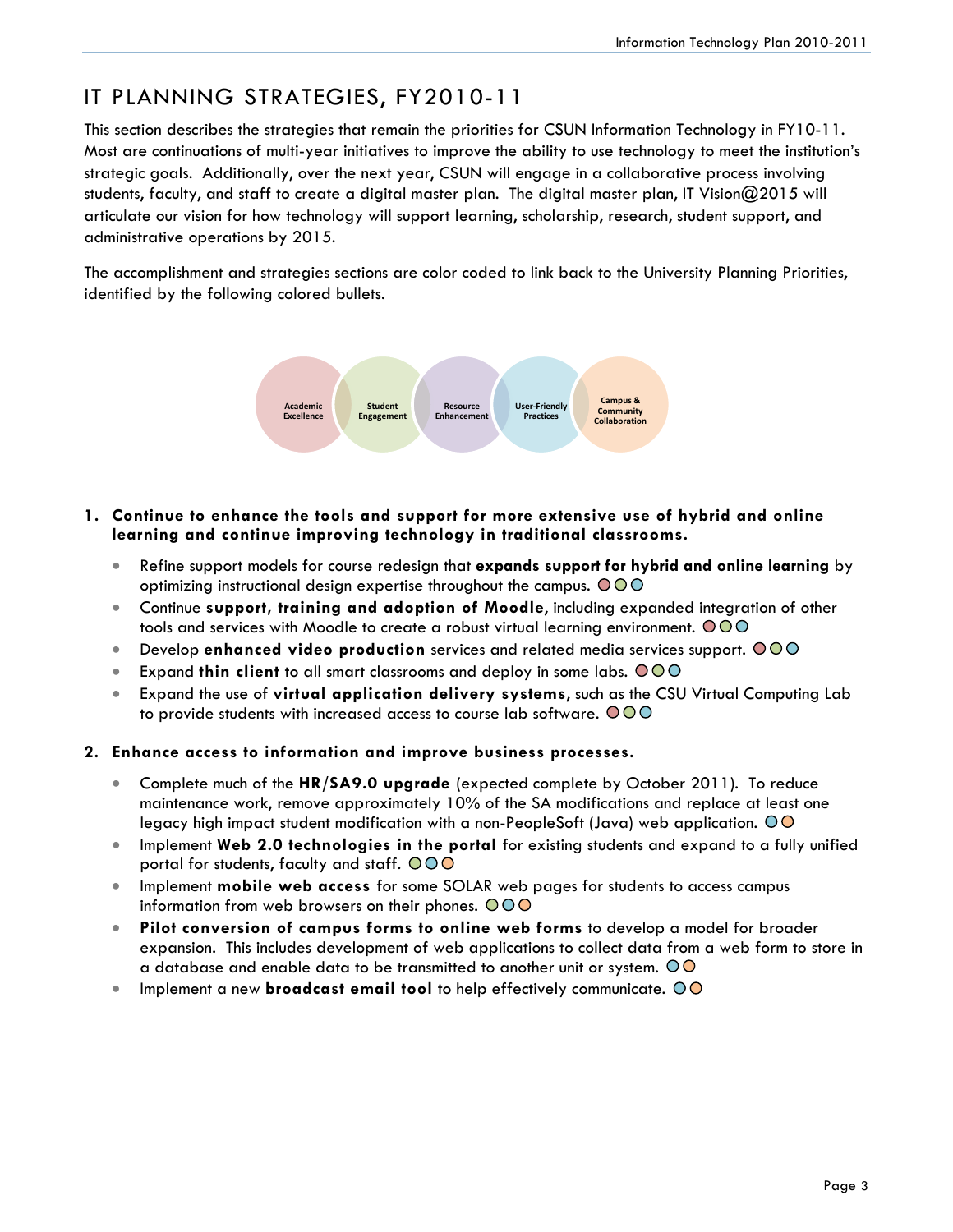# IT PLANNING STRATEGIES, FY2010-11

This section describes the strategies that remain the priorities for CSUN Information Technology in FY10-11. Most are continuations of multi-year initiatives to improve the ability to use technology to meet the institution's strategic goals. Additionally, over the next year, CSUN will engage in a collaborative process involving students, faculty, and staff to create a digital master plan. The digital master plan, IT Vision@2015 will articulate our vision for how technology will support learning, scholarship, research, student support, and administrative operations by 2015.

The accomplishment and strategies sections are color coded to link back to the University Planning Priorities, identified by the following colored bullets.

Academic Excellence | Student Engagement | Resource Enhancement | User-Friendly Practices | Campus & Community Collaboration

1. **Continue to enhance the tools and support for more extensive use of hybrid and online learning and continue improving technology in traditional classrooms.**
   - Refine support models for course redesign that **expands support for hybrid and online learning** by optimizing instructional design expertise throughout the campus.
   - Continue **support, training and adoption of Moodle**, including expanded integration of other tools and services with Moodle to create a robust virtual learning environment.
   - Develop **enhanced video production** services and related media services support.
   - Expand **thin client** to all smart classrooms and deploy in some labs.
   - Expand the use of **virtual application delivery systems**, such as the CSU Virtual Computing Lab to provide students with increased access to course lab software.

2. **Enhance access to information and improve business processes.**
   - Complete much of the **HR/SA9.0 upgrade** (expected complete by October 2011). To reduce maintenance work, remove approximately 10% of the SA modifications and replace at least one legacy high impact student modification with a non-PeopleSoft (Java) web application.
   - Implement **Web 2.0 technologies in the portal** for existing students and expand to a fully unified portal for students, faculty and staff.
   - Implement **mobile web access** for some SOLAR web pages for students to access campus information from web browsers on their phones.
   - **Pilot conversion of campus forms to online web forms** to develop a model for broader expansion. This includes development of web applications to collect data from a web form to store in a database and enable data to be transmitted to another unit or system.
   - Implement a new **broadcast email tool** to help effectively communicate.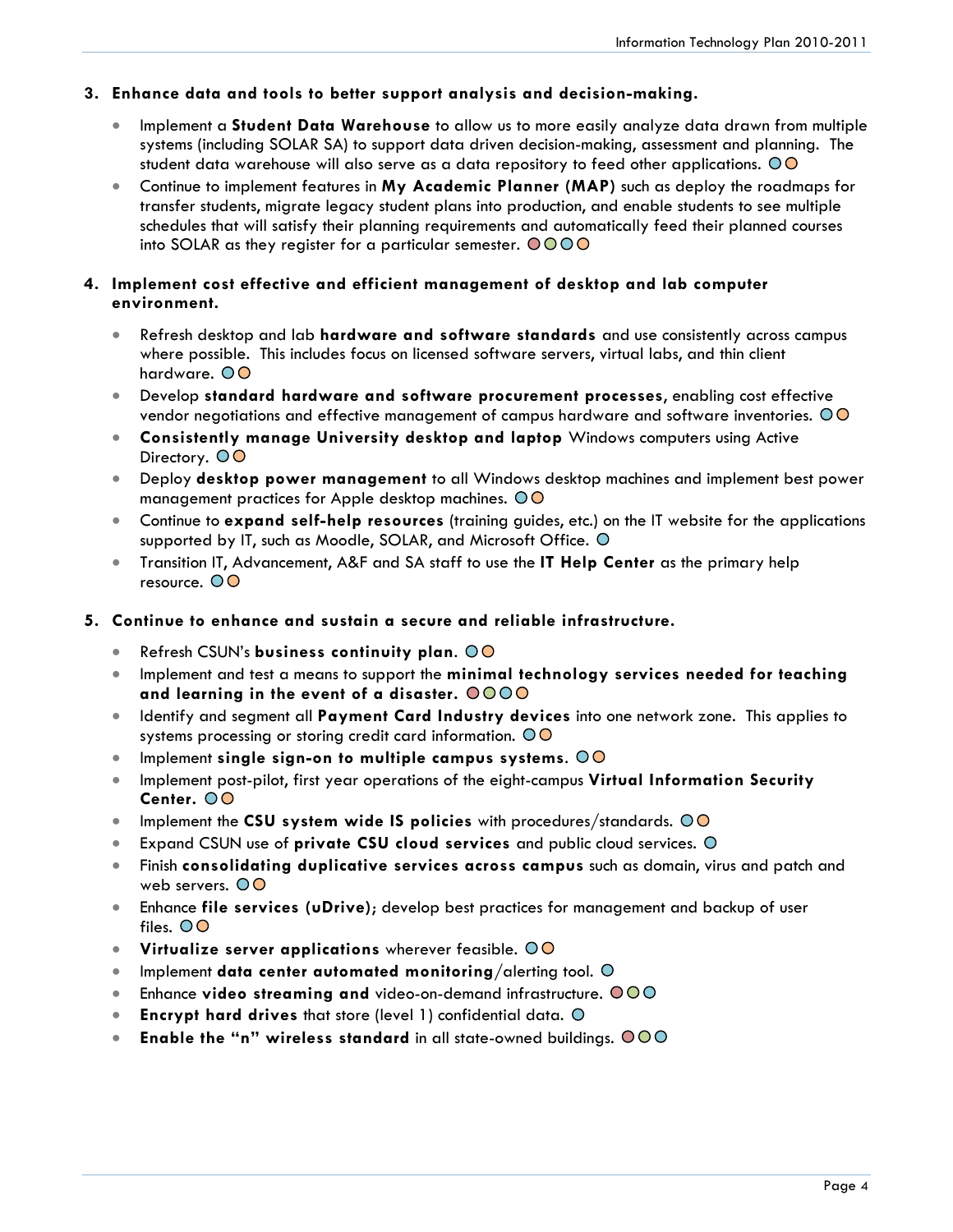3. **Enhance data and tools to better support analysis and decision-making.**

   - Implement a **Student Data Warehouse** to allow us to more easily analyze data drawn from multiple systems (including SOLAR SA) to support data driven decision-making, assessment and planning. The student data warehouse will also serve as a data repository to feed other applications.
   - Continue to implement features in **My Academic Planner (MAP)** such as deploy the roadmaps for transfer students, migrate legacy student plans into production, and enable students to see multiple schedules that will satisfy their planning requirements and automatically feed their planned courses into SOLAR as they register for a particular semester.

4. **Implement cost effective and efficient management of desktop and lab computer environment.**

   - Refresh desktop and lab **hardware and software standards** and use consistently across campus where possible. This includes focus on licensed software servers, virtual labs, and thin client hardware.
   - Develop **standard hardware and software procurement processes**, enabling cost effective vendor negotiations and effective management of campus hardware and software inventories.
   - **Consistently manage University desktop and laptop** Windows computers using Active Directory.
   - Deploy **desktop power management** to all Windows desktop machines and implement best power management practices for Apple desktop machines.
   - Continue to **expand self-help resources** (training guides, etc.) on the IT website for the applications supported by IT, such as Moodle, SOLAR, and Microsoft Office.
   - Transition IT, Advancement, A&F and SA staff to use the **IT Help Center** as the primary help resource.

5. **Continue to enhance and sustain a secure and reliable infrastructure.**

   - Refresh CSUN's **business continuity plan**.
   - Implement and test a means to support the **minimal technology services needed for teaching and learning in the event of a disaster.**
   - Identify and segment all **Payment Card Industry devices** into one network zone. This applies to systems processing or storing credit card information.
   - Implement **single sign-on to multiple campus systems**.
   - Implement post-pilot, first year operations of the eight-campus **Virtual Information Security Center.**
   - Implement the **CSU system wide IS policies** with procedures/standards.
   - Expand CSUN use of **private CSU cloud services** and public cloud services.
   - Finish **consolidating duplicative services across campus** such as domain, virus and patch and web servers.
   - Enhance **file services (uDrive)**; develop best practices for management and backup of user files.
   - **Virtualize server applications** wherever feasible.
   - Implement **data center automated monitoring**/alerting tool.
   - Enhance **video streaming and** video-on-demand infrastructure.
   - **Encrypt hard drives** that store (level 1) confidential data.
   - **Enable the "n" wireless standard** in all state-owned buildings.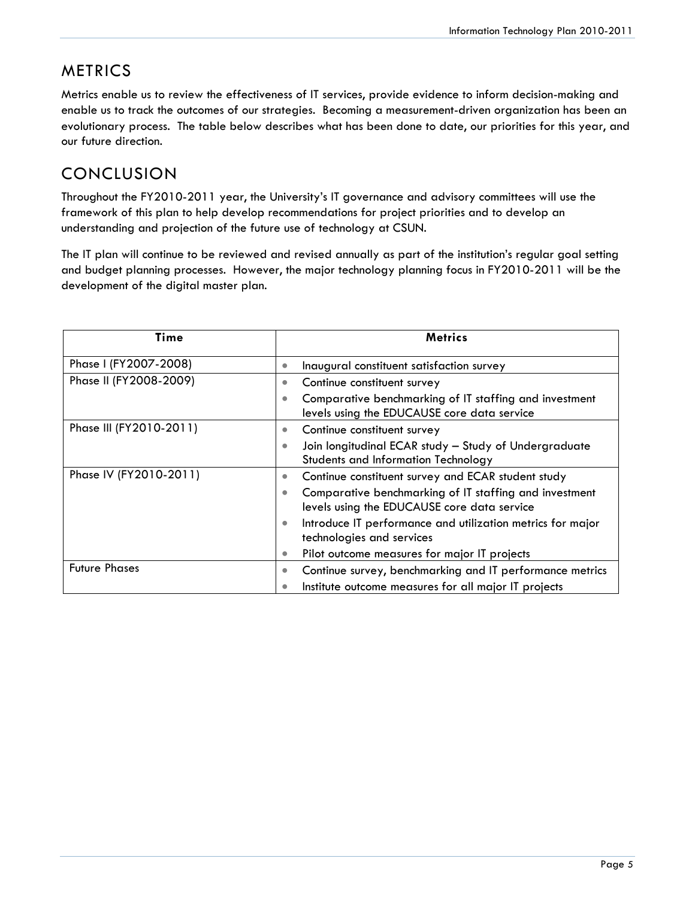## METRICS

Metrics enable us to review the effectiveness of IT services, provide evidence to inform decision-making and enable us to track the outcomes of our strategies. Becoming a measurement-driven organization has been an evolutionary process. The table below describes what has been done to date, our priorities for this year, and our future direction.

## CONCLUSION

Throughout the FY2010-2011 year, the University's IT governance and advisory committees will use the framework of this plan to help develop recommendations for project priorities and to develop an understanding and projection of the future use of technology at CSUN.

The IT plan will continue to be reviewed and revised annually as part of the institution's regular goal setting and budget planning processes. However, the major technology planning focus in FY2010-2011 will be the development of the digital master plan.

| Time | Metrics |
|---|---|
| Phase I (FY2007-2008) | • Inaugural constituent satisfaction survey |
| Phase II (FY2008-2009) | • Continue constituent survey<br>• Comparative benchmarking of IT staffing and investment levels using the EDUCAUSE core data service |
| Phase III (FY2010-2011) | • Continue constituent survey<br>• Join longitudinal ECAR study – Study of Undergraduate Students and Information Technology |
| Phase IV (FY2010-2011) | • Continue constituent survey and ECAR student study<br>• Comparative benchmarking of IT staffing and investment levels using the EDUCAUSE core data service<br>• Introduce IT performance and utilization metrics for major technologies and services<br>• Pilot outcome measures for major IT projects |
| Future Phases | • Continue survey, benchmarking and IT performance metrics<br>• Institute outcome measures for all major IT projects |